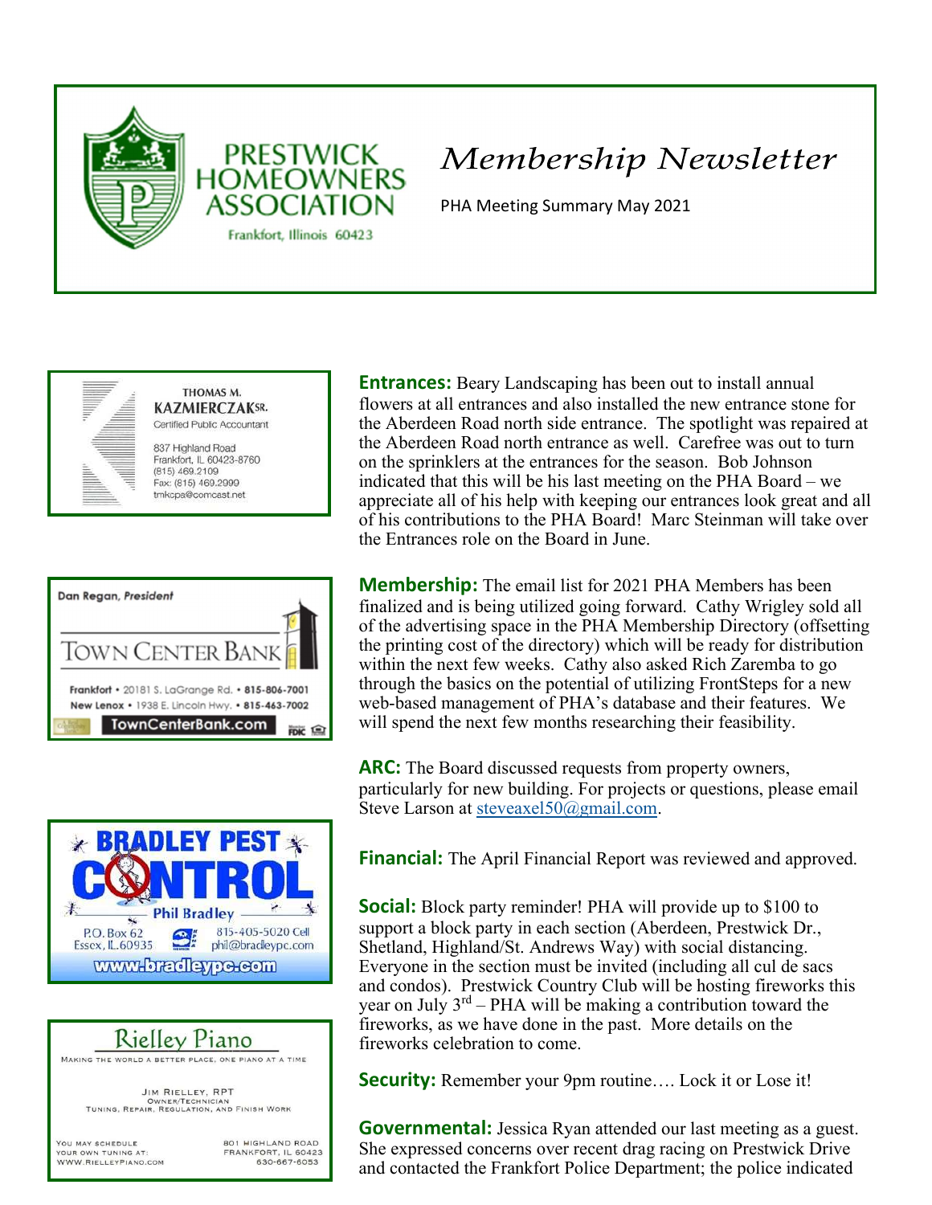PRESTWICK HOMEOWNERS ASSOCIATION

Frankfort, Illinois 60423

# *Membership Newsletter*

PHA Meeting Summary May 2021

THOMAS M. KAZMIERCZAK SR.
Certified Public Accountant
837 Highland Road
Frankfort, IL 60423-8760
(815) 469.2109
Fax: (815) 469.2999
tmkcpa@comcast.net

Dan Regan, *President*
TOWN CENTER BANK
Frankfort • 20181 S. LaGrange Rd. • 815-806-7001
New Lenox • 1938 E. Lincoln Hwy. • 815-463-7002
TownCenterBank.com

BRADLEY PEST CONTROL
Phil Bradley
P.O. Box 62
Essex, IL 60935
815-405-5020 Cell
phil@bradleypc.com
www.bradleypc.com

Rielley Piano
Making the world a better place, one piano at a time
Jim Rielley, RPT
Owner/Technician
Tuning, Repair, Regulation, and Finish Work
You may schedule your own tuning at: www.RielleyPiano.com
801 Highland Road
Frankfort, IL 60423
630-667-6053

**Entrances:** Beary Landscaping has been out to install annual flowers at all entrances and also installed the new entrance stone for the Aberdeen Road north side entrance. The spotlight was repaired at the Aberdeen Road north entrance as well. Carefree was out to turn on the sprinklers at the entrances for the season. Bob Johnson indicated that this will be his last meeting on the PHA Board – we appreciate all of his help with keeping our entrances look great and all of his contributions to the PHA Board! Marc Steinman will take over the Entrances role on the Board in June.

**Membership:** The email list for 2021 PHA Members has been finalized and is being utilized going forward. Cathy Wrigley sold all of the advertising space in the PHA Membership Directory (offsetting the printing cost of the directory) which will be ready for distribution within the next few weeks. Cathy also asked Rich Zaremba to go through the basics on the potential of utilizing FrontSteps for a new web-based management of PHA's database and their features. We will spend the next few months researching their feasibility.

**ARC:** The Board discussed requests from property owners, particularly for new building. For projects or questions, please email Steve Larson at steveaxel50@gmail.com.

**Financial:** The April Financial Report was reviewed and approved.

**Social:** Block party reminder! PHA will provide up to $100 to support a block party in each section (Aberdeen, Prestwick Dr., Shetland, Highland/St. Andrews Way) with social distancing. Everyone in the section must be invited (including all cul de sacs and condos). Prestwick Country Club will be hosting fireworks this year on July 3rd – PHA will be making a contribution toward the fireworks, as we have done in the past. More details on the fireworks celebration to come.

**Security:** Remember your 9pm routine…. Lock it or Lose it!

**Governmental:** Jessica Ryan attended our last meeting as a guest. She expressed concerns over recent drag racing on Prestwick Drive and contacted the Frankfort Police Department; the police indicated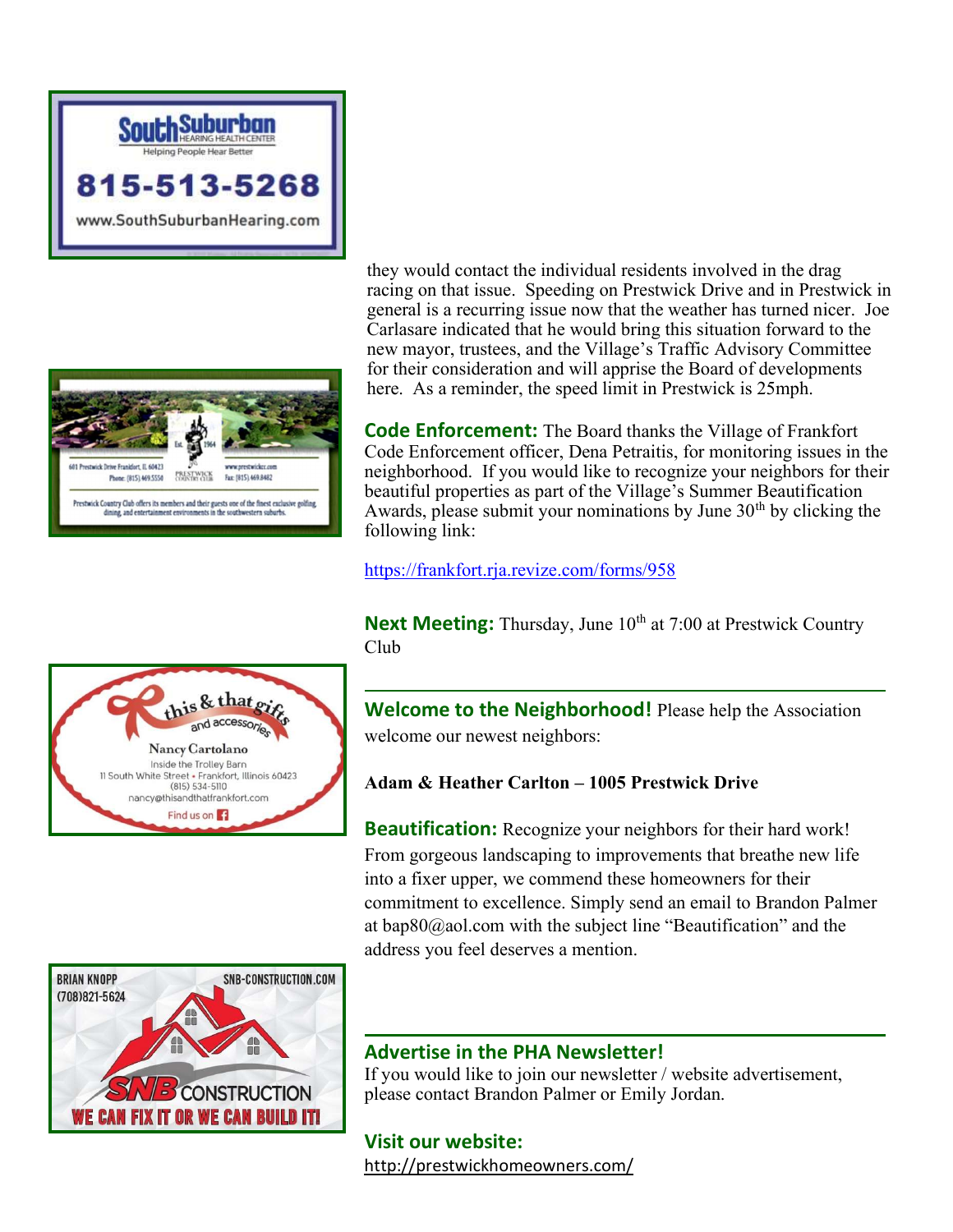South Suburban HEARING HEALTH CENTER
Helping People Hear Better
815-513-5268
www.SouthSuburbanHearing.com

they would contact the individual residents involved in the drag racing on that issue. Speeding on Prestwick Drive and in Prestwick in general is a recurring issue now that the weather has turned nicer. Joe Carlasare indicated that he would bring this situation forward to the new mayor, trustees, and the Village's Traffic Advisory Committee for their consideration and will apprise the Board of developments here. As a reminder, the speed limit in Prestwick is 25mph.

Est. 1964
601 Prestwick Drive Frankfort, IL 60423
Phone: (815) 469.5550
PRESTWICK COUNTRY CLUB
www.prestwickcc.com
Fax: (815) 469.8482
Prestwick Country Club offers its members and their guests one of the finest exclusive golfing, dining, and entertainment environments in the southwestern suburbs.

**Code Enforcement:** The Board thanks the Village of Frankfort Code Enforcement officer, Dena Petraitis, for monitoring issues in the neighborhood. If you would like to recognize your neighbors for their beautiful properties as part of the Village's Summer Beautification Awards, please submit your nominations by June 30th by clicking the following link:

https://frankfort.rja.revize.com/forms/958

**Next Meeting:** Thursday, June 10th at 7:00 at Prestwick Country Club

this & that gifts and accessories
Nancy Cartolano
Inside the Trolley Barn
11 South White Street • Frankfort, Illinois 60423
(815) 534-5110
nancy@thisandthatfrankfort.com
Find us on Facebook

---

**Welcome to the Neighborhood!** Please help the Association welcome our newest neighbors:

**Adam & Heather Carlton – 1005 Prestwick Drive**

**Beautification:** Recognize your neighbors for their hard work! From gorgeous landscaping to improvements that breathe new life into a fixer upper, we commend these homeowners for their commitment to excellence. Simply send an email to Brandon Palmer at bap80@aol.com with the subject line "Beautification" and the address you feel deserves a mention.

BRIAN KNOPP
(708)821-5624
SNB-CONSTRUCTION.COM
SNB CONSTRUCTION
WE CAN FIX IT OR WE CAN BUILD IT!

---

## Advertise in the PHA Newsletter!

If you would like to join our newsletter / website advertisement, please contact Brandon Palmer or Emily Jordan.

## Visit our website:

http://prestwickhomeowners.com/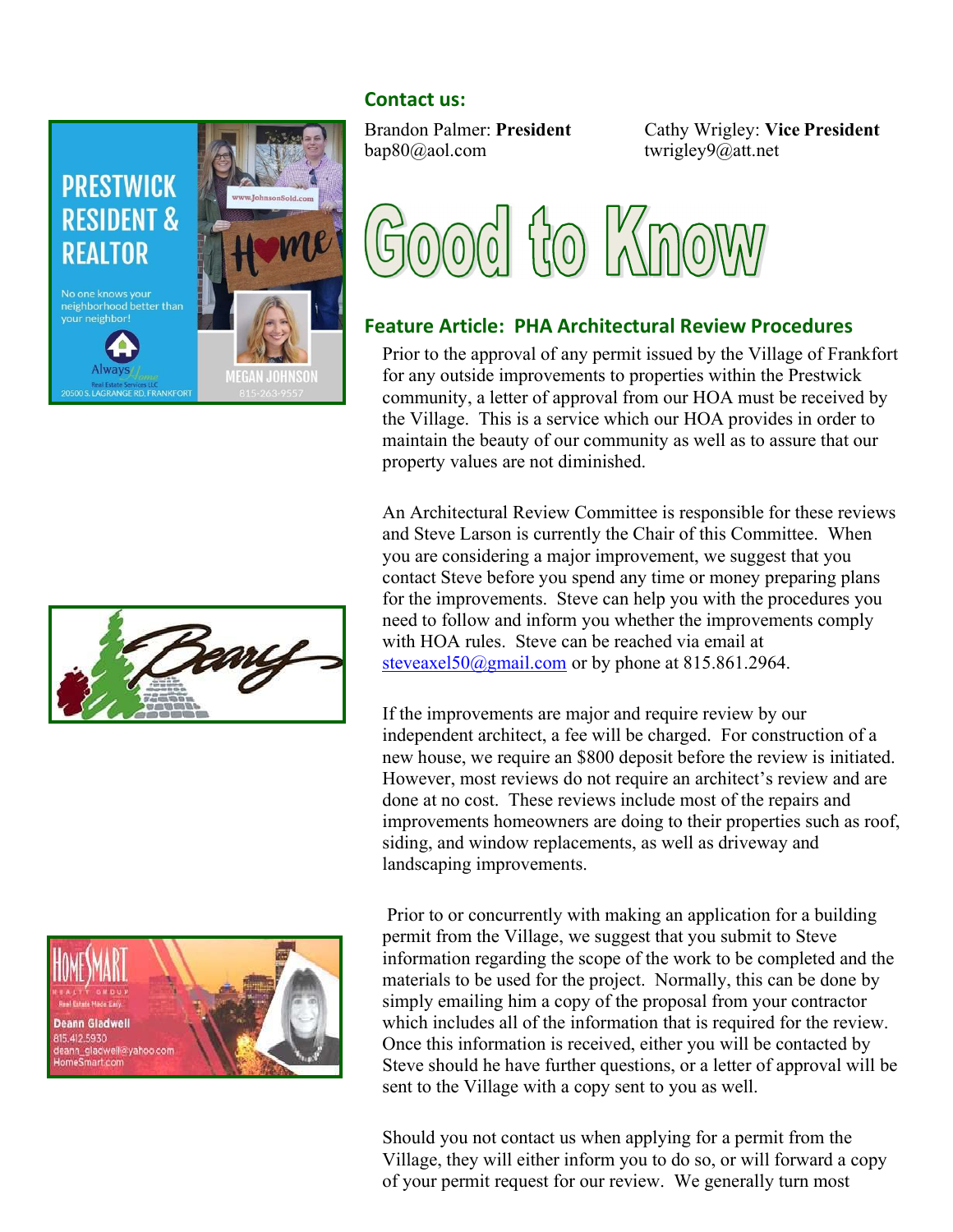## Contact us:

Brandon Palmer: **President**
bap80@aol.com

Cathy Wrigley: **Vice President**
twrigley9@att.net

# Good to Know

## Feature Article: PHA Architectural Review Procedures

Prior to the approval of any permit issued by the Village of Frankfort for any outside improvements to properties within the Prestwick community, a letter of approval from our HOA must be received by the Village. This is a service which our HOA provides in order to maintain the beauty of our community as well as to assure that our property values are not diminished.

An Architectural Review Committee is responsible for these reviews and Steve Larson is currently the Chair of this Committee. When you are considering a major improvement, we suggest that you contact Steve before you spend any time or money preparing plans for the improvements. Steve can help you with the procedures you need to follow and inform you whether the improvements comply with HOA rules. Steve can be reached via email at steveaxel50@gmail.com or by phone at 815.861.2964.

If the improvements are major and require review by our independent architect, a fee will be charged. For construction of a new house, we require an $800 deposit before the review is initiated. However, most reviews do not require an architect's review and are done at no cost. These reviews include most of the repairs and improvements homeowners are doing to their properties such as roof, siding, and window replacements, as well as driveway and landscaping improvements.

Prior to or concurrently with making an application for a building permit from the Village, we suggest that you submit to Steve information regarding the scope of the work to be completed and the materials to be used for the project. Normally, this can be done by simply emailing him a copy of the proposal from your contractor which includes all of the information that is required for the review. Once this information is received, either you will be contacted by Steve should he have further questions, or a letter of approval will be sent to the Village with a copy sent to you as well.

Should you not contact us when applying for a permit from the Village, they will either inform you to do so, or will forward a copy of your permit request for our review. We generally turn most

**PRESTWICK RESIDENT & REALTOR**

No one knows your neighborhood better than your neighbor!

www.JohnsonSold.com

Always Home Real Estate Services LLC
20500 S. LAGRANGE RD. FRANKFORT

MEGAN JOHNSON
815-263-9557

Beary

HOMESMART REALTY GROUP
Real Estate Made Easy

Deann Gladwell
815.412.5930
deann_gladwell@yahoo.com
HomeSmart.com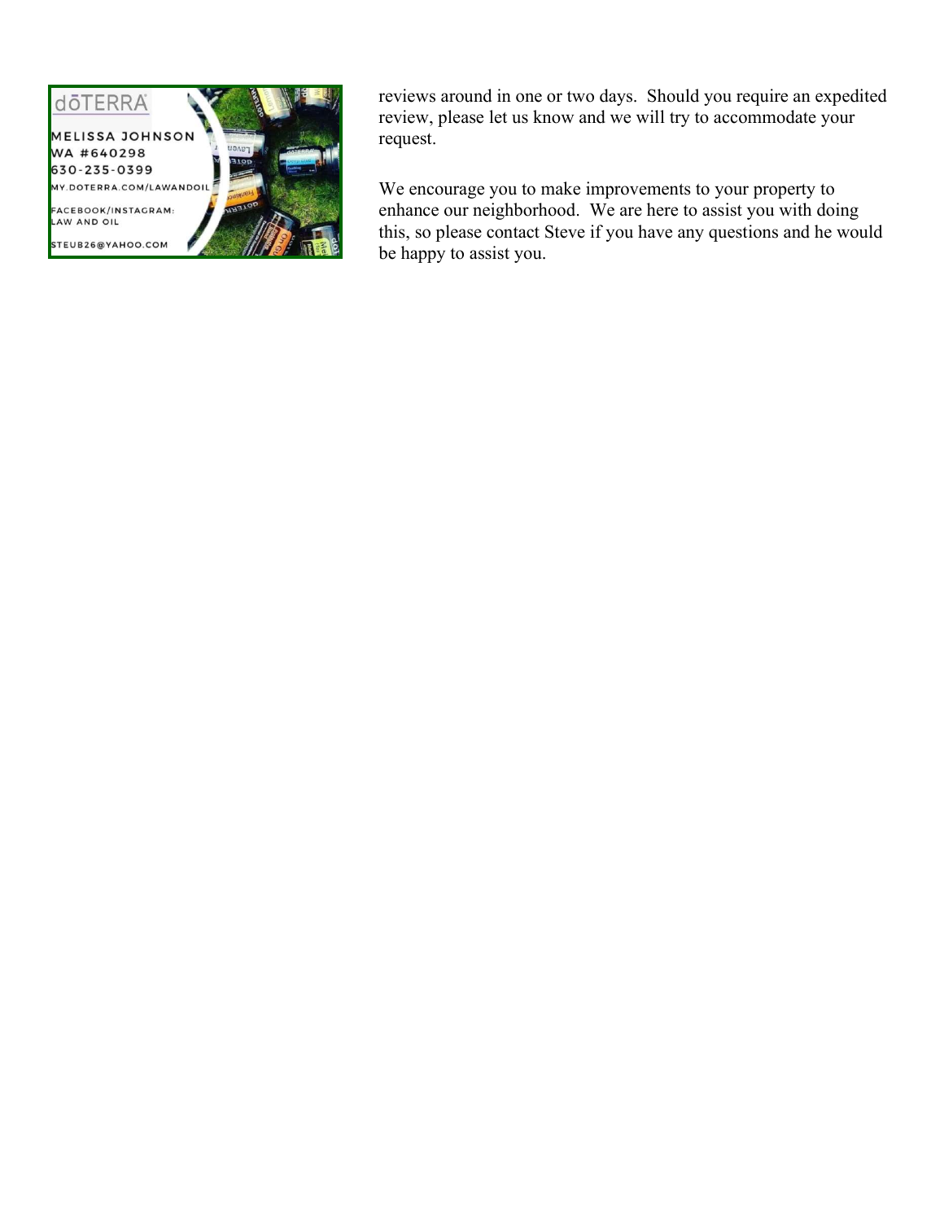dōTERRA

MELISSA JOHNSON
WA #640298
630-235-0399
MY.DOTERRA.COM/LAWANDOIL

FACEBOOK/INSTAGRAM:
LAW AND OIL

STEUB26@YAHOO.COM

reviews around in one or two days. Should you require an expedited review, please let us know and we will try to accommodate your request.

We encourage you to make improvements to your property to enhance our neighborhood. We are here to assist you with doing this, so please contact Steve if you have any questions and he would be happy to assist you.